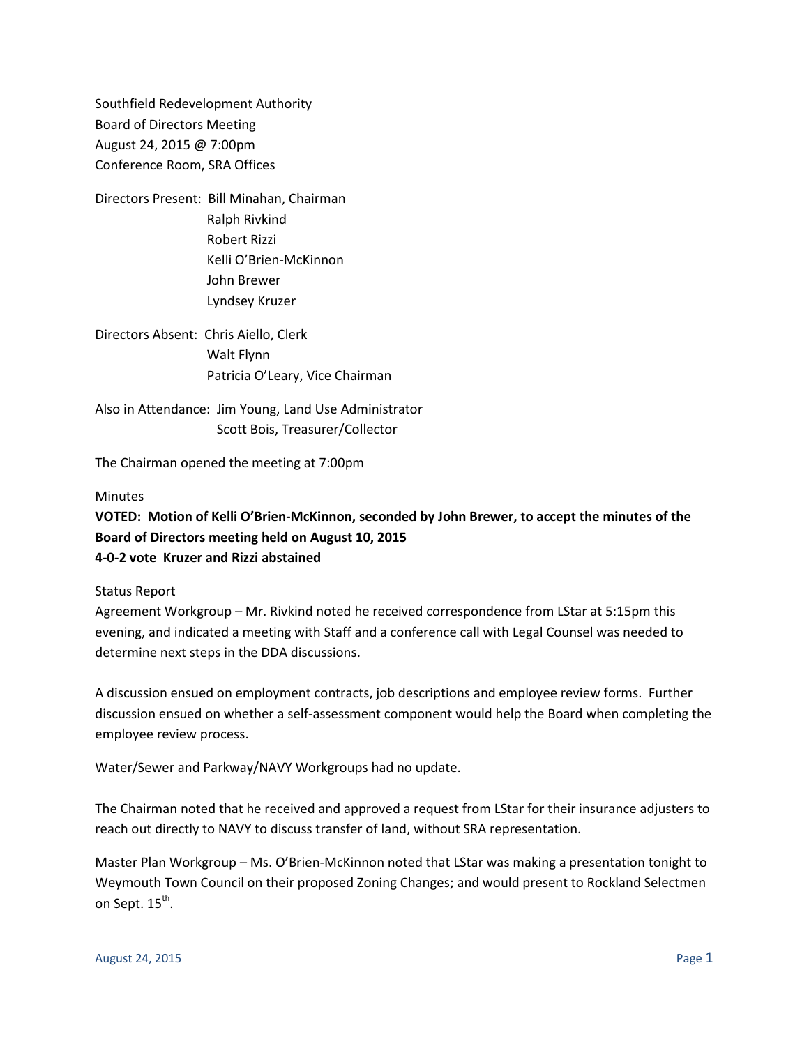Southfield Redevelopment Authority
Board of Directors Meeting
August 24, 2015 @ 7:00pm
Conference Room, SRA Offices

Directors Present: Bill Minahan, Chairman
Ralph Rivkind
Robert Rizzi
Kelli O'Brien-McKinnon
John Brewer
Lyndsey Kruzer

Directors Absent: Chris Aiello, Clerk
Walt Flynn
Patricia O'Leary, Vice Chairman

Also in Attendance: Jim Young, Land Use Administrator
Scott Bois, Treasurer/Collector

The Chairman opened the meeting at 7:00pm

Minutes

**VOTED: Motion of Kelli O'Brien-McKinnon, seconded by John Brewer, to accept the minutes of the Board of Directors meeting held on August 10, 2015**
**4-0-2 vote Kruzer and Rizzi abstained**

Status Report

Agreement Workgroup – Mr. Rivkind noted he received correspondence from LStar at 5:15pm this evening, and indicated a meeting with Staff and a conference call with Legal Counsel was needed to determine next steps in the DDA discussions.

A discussion ensued on employment contracts, job descriptions and employee review forms. Further discussion ensued on whether a self-assessment component would help the Board when completing the employee review process.

Water/Sewer and Parkway/NAVY Workgroups had no update.

The Chairman noted that he received and approved a request from LStar for their insurance adjusters to reach out directly to NAVY to discuss transfer of land, without SRA representation.

Master Plan Workgroup – Ms. O'Brien-McKinnon noted that LStar was making a presentation tonight to Weymouth Town Council on their proposed Zoning Changes; and would present to Rockland Selectmen on Sept. 15th.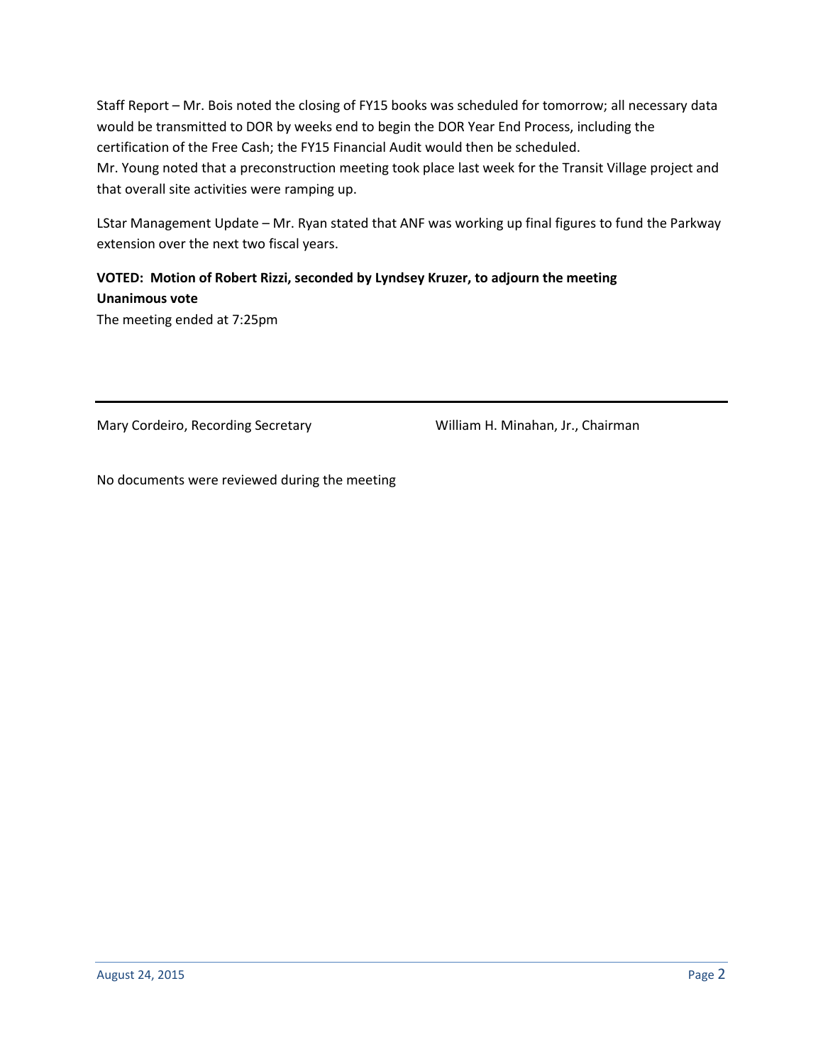Staff Report – Mr. Bois noted the closing of FY15 books was scheduled for tomorrow; all necessary data would be transmitted to DOR by weeks end to begin the DOR Year End Process, including the certification of the Free Cash; the FY15 Financial Audit would then be scheduled.
Mr. Young noted that a preconstruction meeting took place last week for the Transit Village project and that overall site activities were ramping up.

LStar Management Update – Mr. Ryan stated that ANF was working up final figures to fund the Parkway extension over the next two fiscal years.

**VOTED: Motion of Robert Rizzi, seconded by Lyndsey Kruzer, to adjourn the meeting**
**Unanimous vote**
The meeting ended at 7:25pm

---

Mary Cordeiro, Recording Secretary　　　　William H. Minahan, Jr., Chairman

No documents were reviewed during the meeting